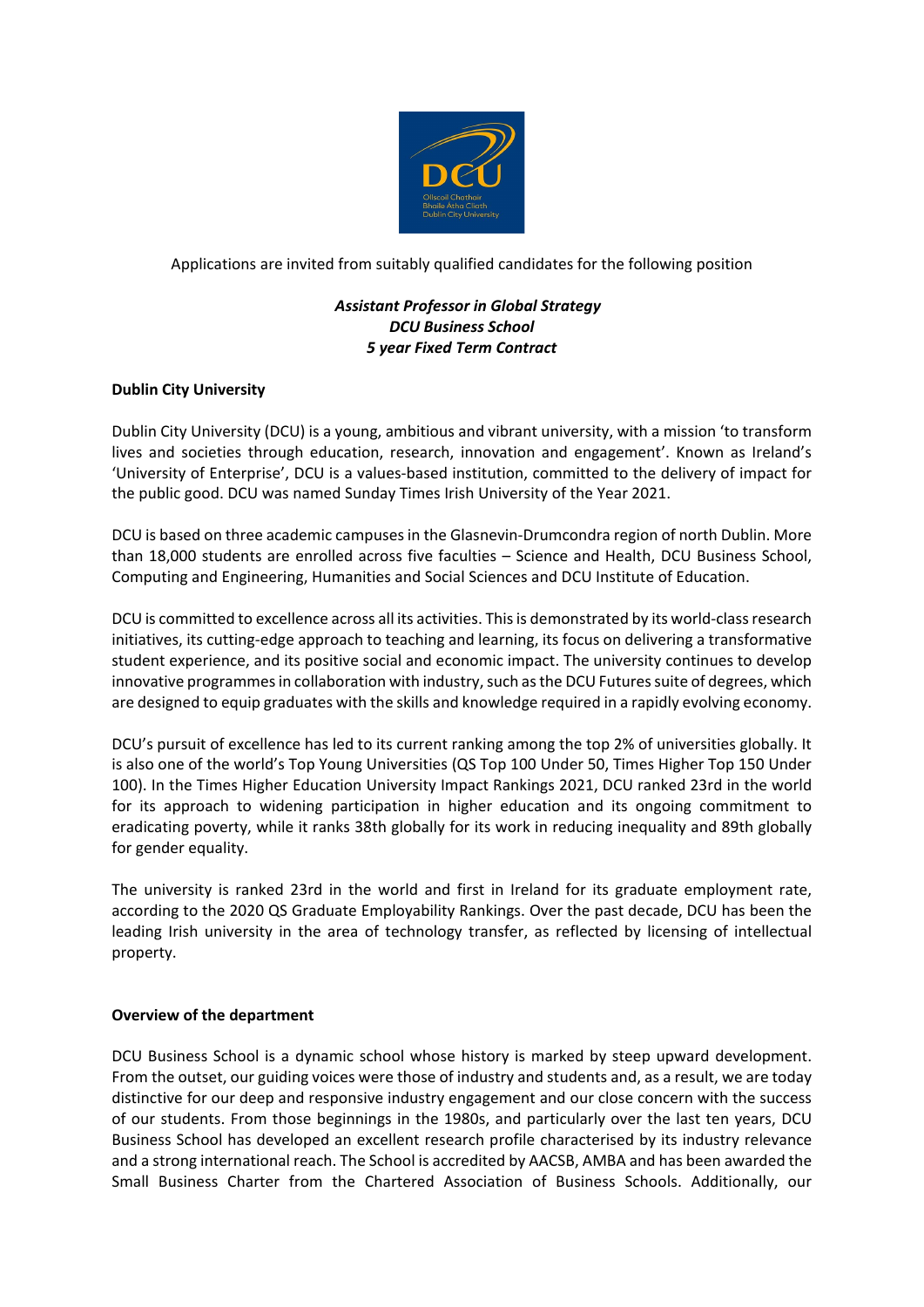Applications are invited from suitably qualified candidates for the following position

***Assistant Professor in Global Strategy***
***DCU Business School***
***5 year Fixed Term Contract***

**Dublin City University**

Dublin City University (DCU) is a young, ambitious and vibrant university, with a mission 'to transform lives and societies through education, research, innovation and engagement'. Known as Ireland's 'University of Enterprise', DCU is a values-based institution, committed to the delivery of impact for the public good. DCU was named Sunday Times Irish University of the Year 2021.

DCU is based on three academic campuses in the Glasnevin-Drumcondra region of north Dublin. More than 18,000 students are enrolled across five faculties – Science and Health, DCU Business School, Computing and Engineering, Humanities and Social Sciences and DCU Institute of Education.

DCU is committed to excellence across all its activities. This is demonstrated by its world-class research initiatives, its cutting-edge approach to teaching and learning, its focus on delivering a transformative student experience, and its positive social and economic impact. The university continues to develop innovative programmes in collaboration with industry, such as the DCU Futures suite of degrees, which are designed to equip graduates with the skills and knowledge required in a rapidly evolving economy.

DCU's pursuit of excellence has led to its current ranking among the top 2% of universities globally. It is also one of the world's Top Young Universities (QS Top 100 Under 50, Times Higher Top 150 Under 100). In the Times Higher Education University Impact Rankings 2021, DCU ranked 23rd in the world for its approach to widening participation in higher education and its ongoing commitment to eradicating poverty, while it ranks 38th globally for its work in reducing inequality and 89th globally for gender equality.

The university is ranked 23rd in the world and first in Ireland for its graduate employment rate, according to the 2020 QS Graduate Employability Rankings. Over the past decade, DCU has been the leading Irish university in the area of technology transfer, as reflected by licensing of intellectual property.

**Overview of the department**

DCU Business School is a dynamic school whose history is marked by steep upward development. From the outset, our guiding voices were those of industry and students and, as a result, we are today distinctive for our deep and responsive industry engagement and our close concern with the success of our students. From those beginnings in the 1980s, and particularly over the last ten years, DCU Business School has developed an excellent research profile characterised by its industry relevance and a strong international reach. The School is accredited by AACSB, AMBA and has been awarded the Small Business Charter from the Chartered Association of Business Schools. Additionally, our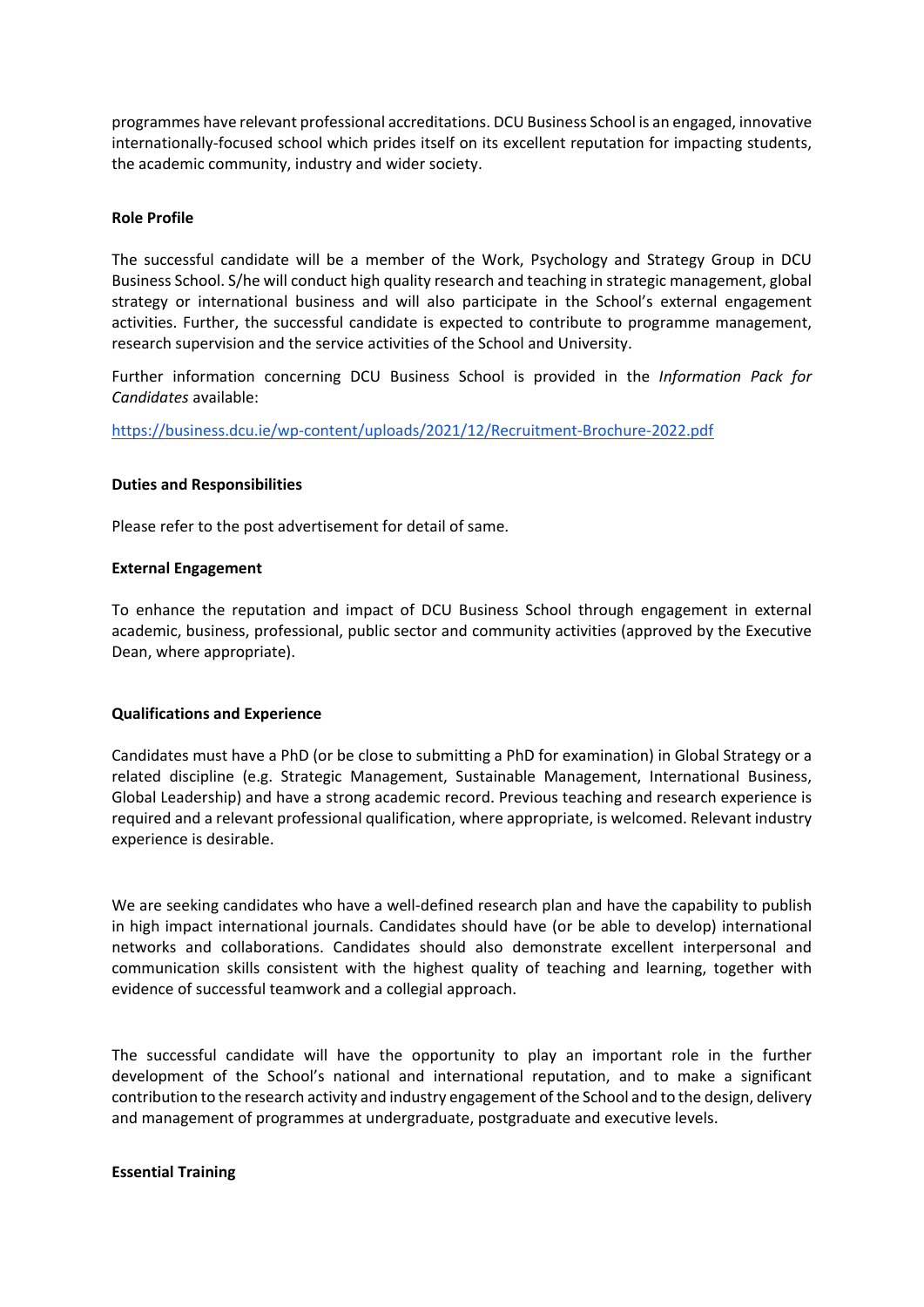programmes have relevant professional accreditations. DCU Business School is an engaged, innovative internationally-focused school which prides itself on its excellent reputation for impacting students, the academic community, industry and wider society.

**Role Profile**

The successful candidate will be a member of the Work, Psychology and Strategy Group in DCU Business School. S/he will conduct high quality research and teaching in strategic management, global strategy or international business and will also participate in the School's external engagement activities. Further, the successful candidate is expected to contribute to programme management, research supervision and the service activities of the School and University.

Further information concerning DCU Business School is provided in the *Information Pack for Candidates* available:

[https://business.dcu.ie/wp-content/uploads/2021/12/Recruitment-Brochure-2022.pdf](https://business.dcu.ie/wp-content/uploads/2021/12/Recruitment-Brochure-2022.pdf)

**Duties and Responsibilities**

Please refer to the post advertisement for detail of same.

**External Engagement**

To enhance the reputation and impact of DCU Business School through engagement in external academic, business, professional, public sector and community activities (approved by the Executive Dean, where appropriate).

**Qualifications and Experience**

Candidates must have a PhD (or be close to submitting a PhD for examination) in Global Strategy or a related discipline (e.g. Strategic Management, Sustainable Management, International Business, Global Leadership) and have a strong academic record. Previous teaching and research experience is required and a relevant professional qualification, where appropriate, is welcomed. Relevant industry experience is desirable.

We are seeking candidates who have a well-defined research plan and have the capability to publish in high impact international journals. Candidates should have (or be able to develop) international networks and collaborations. Candidates should also demonstrate excellent interpersonal and communication skills consistent with the highest quality of teaching and learning, together with evidence of successful teamwork and a collegial approach.

The successful candidate will have the opportunity to play an important role in the further development of the School's national and international reputation, and to make a significant contribution to the research activity and industry engagement of the School and to the design, delivery and management of programmes at undergraduate, postgraduate and executive levels.

**Essential Training**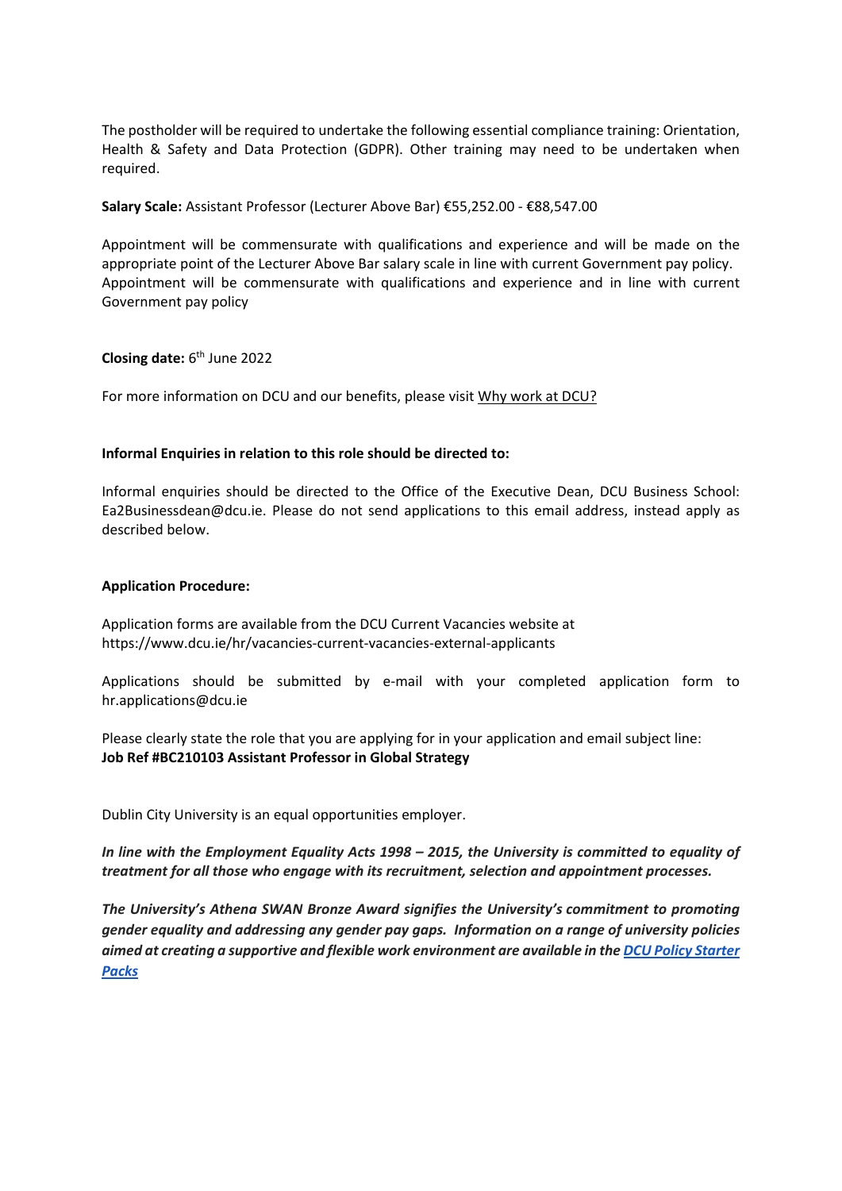The postholder will be required to undertake the following essential compliance training: Orientation, Health & Safety and Data Protection (GDPR). Other training may need to be undertaken when required.

**Salary Scale:** Assistant Professor (Lecturer Above Bar) €55,252.00 - €88,547.00

Appointment will be commensurate with qualifications and experience and will be made on the appropriate point of the Lecturer Above Bar salary scale in line with current Government pay policy. Appointment will be commensurate with qualifications and experience and in line with current Government pay policy

**Closing date:** 6th June 2022

For more information on DCU and our benefits, please visit Why work at DCU?

**Informal Enquiries in relation to this role should be directed to:**

Informal enquiries should be directed to the Office of the Executive Dean, DCU Business School: Ea2Businessdean@dcu.ie. Please do not send applications to this email address, instead apply as described below.

**Application Procedure:**

Application forms are available from the DCU Current Vacancies website at https://www.dcu.ie/hr/vacancies-current-vacancies-external-applicants

Applications should be submitted by e-mail with your completed application form to hr.applications@dcu.ie

Please clearly state the role that you are applying for in your application and email subject line:
**Job Ref #BC210103 Assistant Professor in Global Strategy**

Dublin City University is an equal opportunities employer.

***In line with the Employment Equality Acts 1998 – 2015, the University is committed to equality of treatment for all those who engage with its recruitment, selection and appointment processes.***

***The University's Athena SWAN Bronze Award signifies the University's commitment to promoting gender equality and addressing any gender pay gaps. Information on a range of university policies aimed at creating a supportive and flexible work environment are available in the DCU Policy Starter Packs***